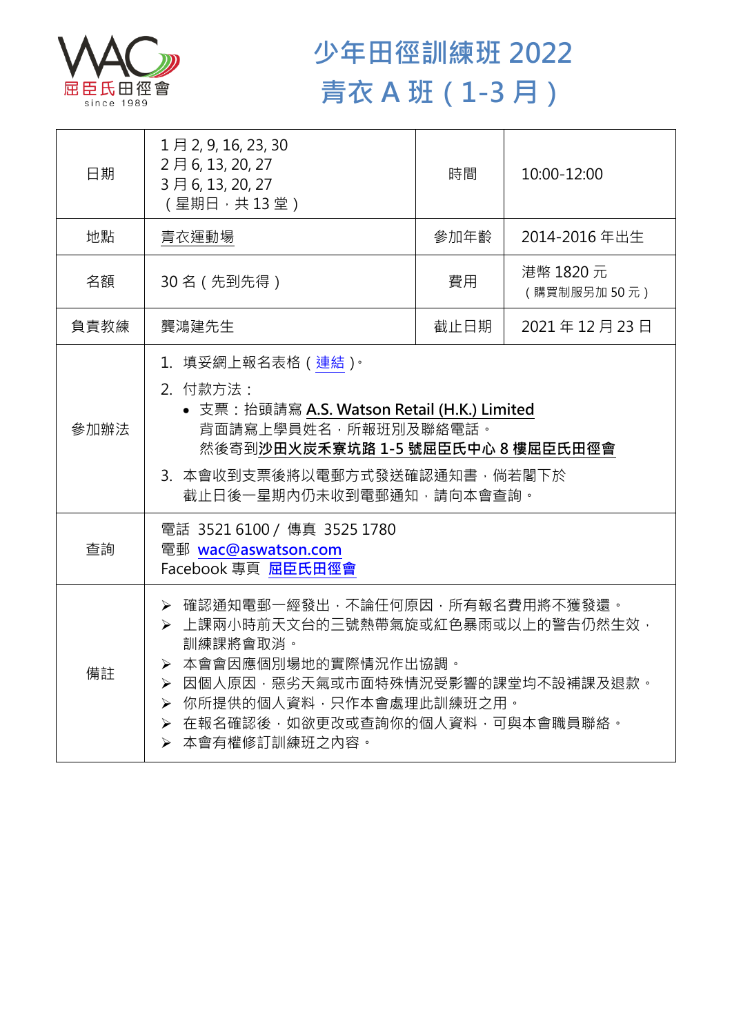屈臣氏田徑會
since 1989

# 少年田徑訓練班 2022
# 青衣 A 班（1-3 月）

| 日期 | 1 月 2, 9, 16, 23, 30<br>2 月 6, 13, 20, 27<br>3 月 6, 13, 20, 27<br>（星期日，共 13 堂） | 時間 | 10:00-12:00 |
|---|---|---|---|
| 地點 | 青衣運動場 | 參加年齡 | 2014-2016 年出生 |
| 名額 | 30 名（先到先得） | 費用 | 港幣 1820 元<br>（購買制服另加 50 元） |
| 負責教練 | 龔鴻建先生 | 截止日期 | 2021 年 12 月 23 日 |
| 參加辦法 | 1. 填妥網上報名表格（連結）。<br>2. 付款方法：<br>• 支票：抬頭請寫 **A.S. Watson Retail (H.K.) Limited**<br>背面請寫上學員姓名，所報班別及聯絡電話。<br>然後寄到**沙田火炭禾寮坑路 1-5 號屈臣氏中心 8 樓屈臣氏田徑會**<br>3. 本會收到支票後將以電郵方式發送確認通知書，倘若閣下於截止日後一星期內仍未收到電郵通知，請向本會查詢。 | | |
| 查詢 | 電話 3521 6100 / 傳真 3525 1780<br>電郵 wac@aswatson.com<br>Facebook 專頁 屈臣氏田徑會 | | |
| 備註 | ➢ 確認通知電郵一經發出，不論任何原因，所有報名費用將不獲發還。<br>➢ 上課兩小時前天文台的三號熱帶氣旋或紅色暴雨或以上的警告仍然生效，訓練課將會取消。<br>➢ 本會會因應個別場地的實際情況作出協調。<br>➢ 因個人原因，惡劣天氣或市面特殊情況受影響的課堂均不設補課及退款。<br>➢ 你所提供的個人資料，只作本會處理此訓練班之用。<br>➢ 在報名確認後，如欲更改或查詢你的個人資料，可與本會職員聯絡。<br>➢ 本會有權修訂訓練班之內容。 | | |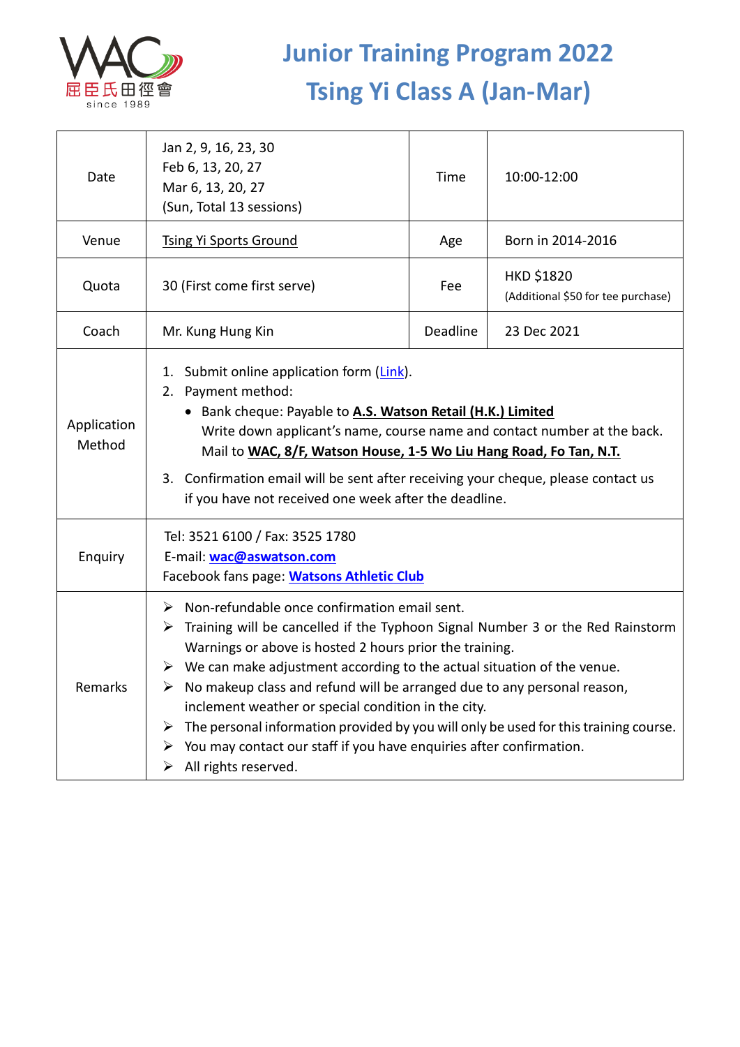# Junior Training Program 2022

## Tsing Yi Class A (Jan-Mar)

| | | | |
|---|---|---|---|
| Date | Jan 2, 9, 16, 23, 30<br>Feb 6, 13, 20, 27<br>Mar 6, 13, 20, 27<br>(Sun, Total 13 sessions) | Time | 10:00-12:00 |
| Venue | Tsing Yi Sports Ground | Age | Born in 2014-2016 |
| Quota | 30 (First come first serve) | Fee | HKD $1820<br>(Additional $50 for tee purchase) |
| Coach | Mr. Kung Hung Kin | Deadline | 23 Dec 2021 |
| Application Method | 1. Submit online application form (Link).<br>2. Payment method:<br>• Bank cheque: Payable to **A.S. Watson Retail (H.K.) Limited**<br>Write down applicant's name, course name and contact number at the back.<br>Mail to **WAC, 8/F, Watson House, 1-5 Wo Liu Hang Road, Fo Tan, N.T.**<br>3. Confirmation email will be sent after receiving your cheque, please contact us if you have not received one week after the deadline. | | |
| Enquiry | Tel: 3521 6100 / Fax: 3525 1780<br>E-mail: **wac@aswatson.com**<br>Facebook fans page: **Watsons Athletic Club** | | |
| Remarks | ➢ Non-refundable once confirmation email sent.<br>➢ Training will be cancelled if the Typhoon Signal Number 3 or the Red Rainstorm Warnings or above is hosted 2 hours prior the training.<br>➢ We can make adjustment according to the actual situation of the venue.<br>➢ No makeup class and refund will be arranged due to any personal reason, inclement weather or special condition in the city.<br>➢ The personal information provided by you will only be used for this training course.<br>➢ You may contact our staff if you have enquiries after confirmation.<br>➢ All rights reserved. | | |